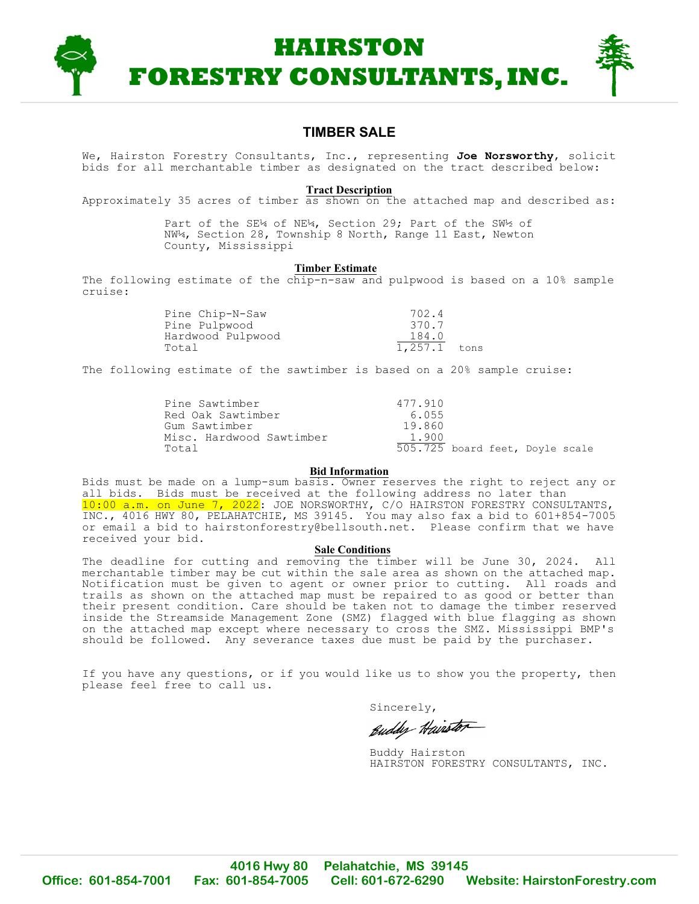# HAIRSTON FORESTRY CONSULTANTS, INC.

## TIMBER SALE

We, Hairston Forestry Consultants, Inc., representing **Joe Norsworthy**, solicit bids for all merchantable timber as designated on the tract described below:

### Tract Description

Approximately 35 acres of timber as shown on the attached map and described as:

> Part of the SE¼ of NE¼, Section 29; Part of the SW½ of NW¼, Section 28, Township 8 North, Range 11 East, Newton County, Mississippi

### Timber Estimate

The following estimate of the chip-n-saw and pulpwood is based on a 10% sample cruise:

| | | |
|---|---|---|
| Pine Chip-N-Saw | 702.4 | |
| Pine Pulpwood | 370.7 | |
| Hardwood Pulpwood | 184.0 | |
| Total | 1,257.1 | tons |

The following estimate of the sawtimber is based on a 20% sample cruise:

| | | |
|---|---|---|
| Pine Sawtimber | 477.910 | |
| Red Oak Sawtimber | 6.055 | |
| Gum Sawtimber | 19.860 | |
| Misc. Hardwood Sawtimber | 1.900 | |
| Total | 505.725 | board feet, Doyle scale |

### Bid Information

Bids must be made on a lump-sum basis. Owner reserves the right to reject any or all bids. Bids must be received at the following address no later than 10:00 a.m. on June 7, 2022: JOE NORSWORTHY, C/O HAIRSTON FORESTRY CONSULTANTS, INC., 4016 HWY 80, PELAHATCHIE, MS 39145. You may also fax a bid to 601+854-7005 or email a bid to hairstonforestry@bellsouth.net. Please confirm that we have received your bid.

### Sale Conditions

The deadline for cutting and removing the timber will be June 30, 2024. All merchantable timber may be cut within the sale area as shown on the attached map. Notification must be given to agent or owner prior to cutting. All roads and trails as shown on the attached map must be repaired to as good or better than their present condition. Care should be taken not to damage the timber reserved inside the Streamside Management Zone (SMZ) flagged with blue flagging as shown on the attached map except where necessary to cross the SMZ. Mississippi BMP's should be followed. Any severance taxes due must be paid by the purchaser.

If you have any questions, or if you would like us to show you the property, then please feel free to call us.

Sincerely,

Buddy Hairston
HAIRSTON FORESTRY CONSULTANTS, INC.

4016 Hwy 80 Pelahatchie, MS 39145
Office: 601-854-7001 Fax: 601-854-7005 Cell: 601-672-6290 Website: HairstonForestry.com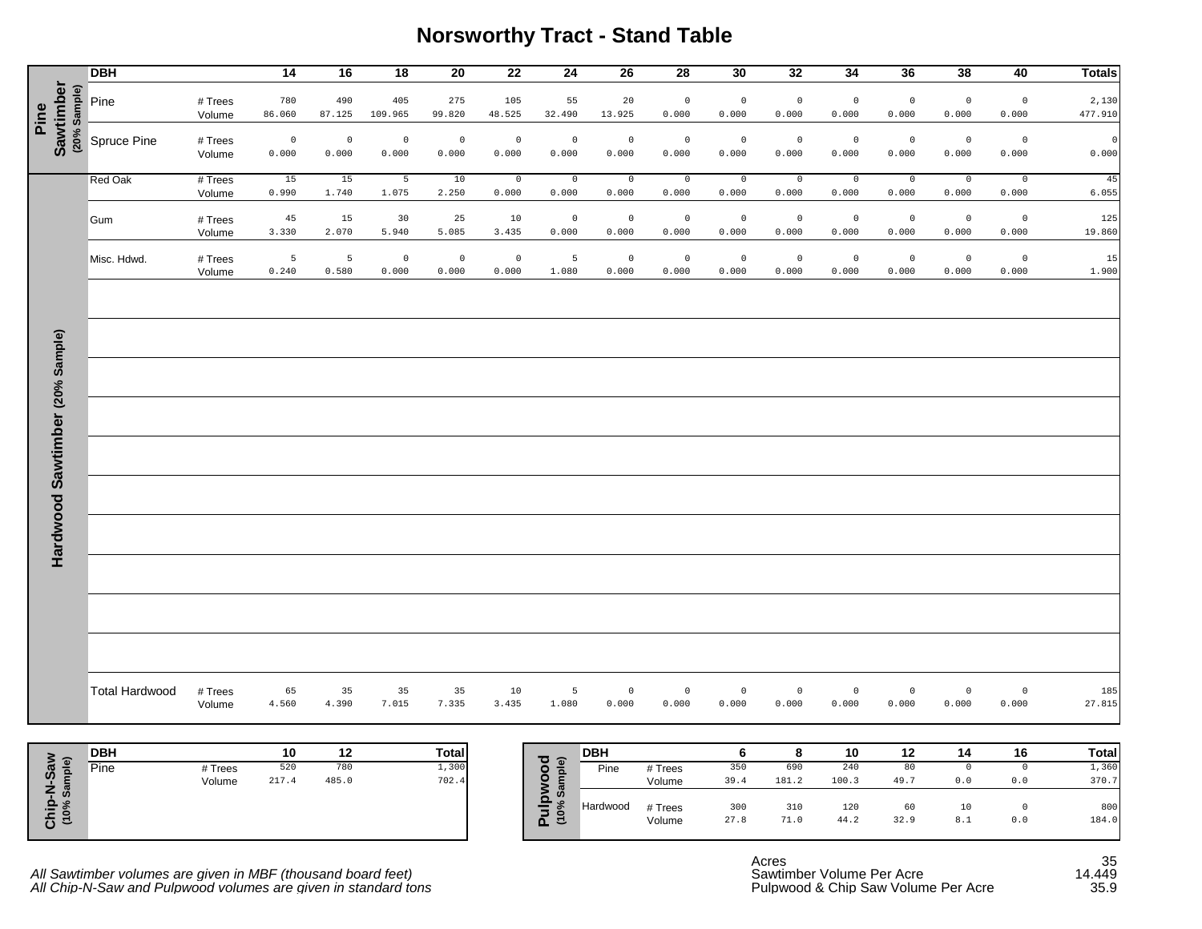# Norsworthy Tract - Stand Table

## Pine Sawtimber (20% Sample)

| DBH | | 14 | 16 | 18 | 20 | 22 | 24 | 26 | 28 | 30 | 32 | 34 | 36 | 38 | 40 | Totals |
|---|---|---|---|---|---|---|---|---|---|---|---|---|---|---|---|---|
| Pine | # Trees | 780 | 490 | 405 | 275 | 105 | 55 | 20 | 0 | 0 | 0 | 0 | 0 | 0 | 0 | 2,130 |
| | Volume | 86.060 | 87.125 | 109.965 | 99.820 | 48.525 | 32.490 | 13.925 | 0.000 | 0.000 | 0.000 | 0.000 | 0.000 | 0.000 | 0.000 | 477.910 |
| Spruce Pine | # Trees | 0 | 0 | 0 | 0 | 0 | 0 | 0 | 0 | 0 | 0 | 0 | 0 | 0 | 0 | 0 |
| | Volume | 0.000 | 0.000 | 0.000 | 0.000 | 0.000 | 0.000 | 0.000 | 0.000 | 0.000 | 0.000 | 0.000 | 0.000 | 0.000 | 0.000 | 0.000 |

## Hardwood Sawtimber (20% Sample)

| DBH | | 14 | 16 | 18 | 20 | 22 | 24 | 26 | 28 | 30 | 32 | 34 | 36 | 38 | 40 | Totals |
|---|---|---|---|---|---|---|---|---|---|---|---|---|---|---|---|---|
| Red Oak | # Trees | 15 | 15 | 5 | 10 | 0 | 0 | 0 | 0 | 0 | 0 | 0 | 0 | 0 | 0 | 45 |
| | Volume | 0.990 | 1.740 | 1.075 | 2.250 | 0.000 | 0.000 | 0.000 | 0.000 | 0.000 | 0.000 | 0.000 | 0.000 | 0.000 | 0.000 | 6.055 |
| Gum | # Trees | 45 | 15 | 30 | 25 | 10 | 0 | 0 | 0 | 0 | 0 | 0 | 0 | 0 | 0 | 125 |
| | Volume | 3.330 | 2.070 | 5.940 | 5.085 | 3.435 | 0.000 | 0.000 | 0.000 | 0.000 | 0.000 | 0.000 | 0.000 | 0.000 | 0.000 | 19.860 |
| Misc. Hdwd. | # Trees | 5 | 5 | 0 | 0 | 0 | 5 | 0 | 0 | 0 | 0 | 0 | 0 | 0 | 0 | 15 |
| | Volume | 0.240 | 0.580 | 0.000 | 0.000 | 0.000 | 1.080 | 0.000 | 0.000 | 0.000 | 0.000 | 0.000 | 0.000 | 0.000 | 0.000 | 1.900 |
| Total Hardwood | # Trees | 65 | 35 | 35 | 35 | 10 | 5 | 0 | 0 | 0 | 0 | 0 | 0 | 0 | 0 | 185 |
| | Volume | 4.560 | 4.390 | 7.015 | 7.335 | 3.435 | 1.080 | 0.000 | 0.000 | 0.000 | 0.000 | 0.000 | 0.000 | 0.000 | 0.000 | 27.815 |

## Chip-N-Saw (10% Sample)

| DBH | | 10 | 12 | Total |
|---|---|---|---|---|
| Pine | # Trees | 520 | 780 | 1,300 |
| | Volume | 217.4 | 485.0 | 702.4 |

## Pulpwood (10% Sample)

| DBH | | 6 | 8 | 10 | 12 | 14 | 16 | Total |
|---|---|---|---|---|---|---|---|---|
| Pine | # Trees | 350 | 690 | 240 | 80 | 0 | 0 | 1,360 |
| | Volume | 39.4 | 181.2 | 100.3 | 49.7 | 0.0 | 0.0 | 370.7 |
| Hardwood | # Trees | 300 | 310 | 120 | 60 | 10 | 0 | 800 |
| | Volume | 27.8 | 71.0 | 44.2 | 32.9 | 8.1 | 0.0 | 184.0 |

| | |
|---|---|
| Acres | 35 |
| Sawtimber Volume Per Acre | 14.449 |
| Pulpwood & Chip Saw Volume Per Acre | 35.9 |

*All Sawtimber volumes are given in MBF (thousand board feet)*
*All Chip-N-Saw and Pulpwood volumes are given in standard tons*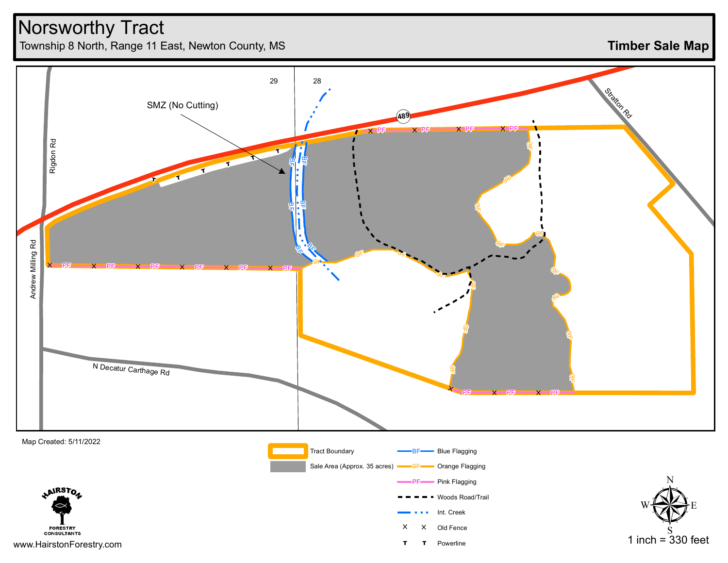# Norsworthy Tract

Township 8 North, Range 11 East, Newton County, MS

**Timber Sale Map**

SMZ (No Cutting)

29

28

489

Stratton Rd

Rigdon Rd

Andrew Milling Rd

N Decatur Carthage Rd

Map Created: 5/11/2022

| Legend | |
|---|---|
| Tract Boundary | Blue Flagging (BF) |
| Sale Area (Approx. 35 acres) | Orange Flagging (OF) |
| | Pink Flagging (PF) |
| | Woods Road/Trail |
| | Int. Creek |
| | Old Fence (X) |
| | Powerline (T) |

HAIRSTON FORESTRY CONSULTANTS

www.HairstonForestry.com

N E S W

1 inch = 330 feet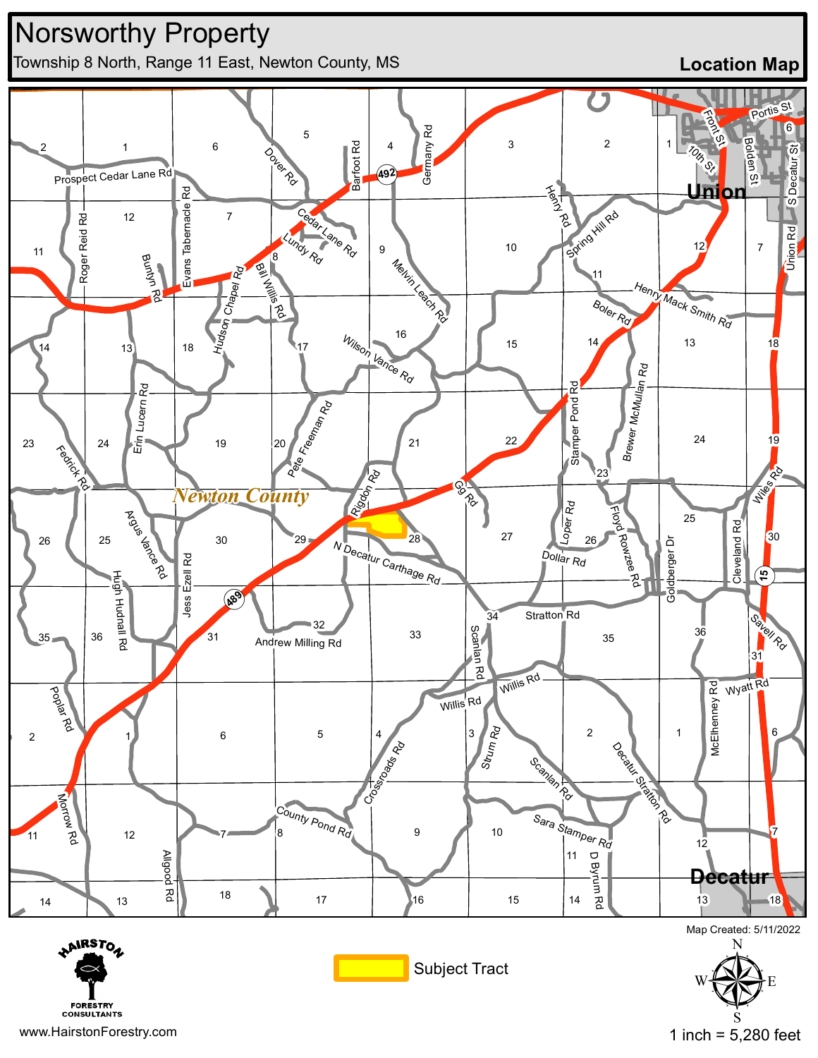# Norsworthy Property

Township 8 North, Range 11 East, Newton County, MS

**Location Map**

Subject Tract

Map Created: 5/11/2022

1 inch = 5,280 feet

HAIRSTON FORESTRY CONSULTANTS

www.HairstonForestry.com